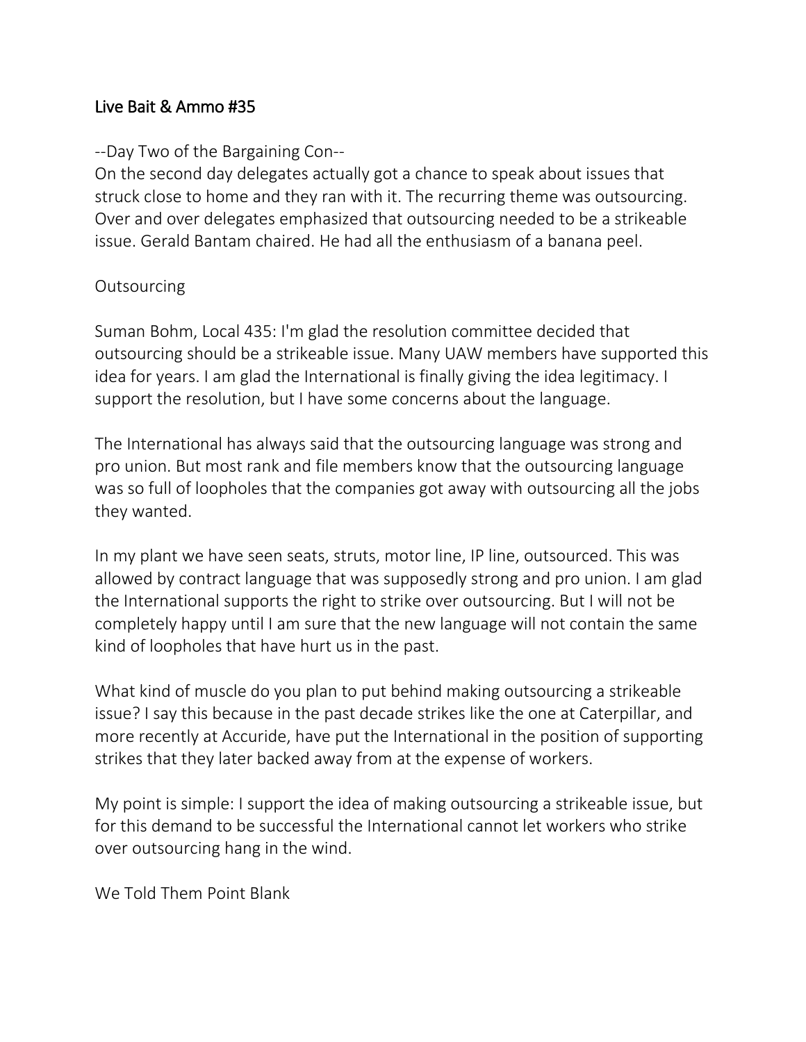# Live Bait & Ammo #35

--Day Two of the Bargaining Con--

On the second day delegates actually got a chance to speak about issues that struck close to home and they ran with it. The recurring theme was outsourcing. Over and over delegates emphasized that outsourcing needed to be a strikeable issue. Gerald Bantam chaired. He had all the enthusiasm of a banana peel.

## Outsourcing

Suman Bohm, Local 435: I'm glad the resolution committee decided that outsourcing should be a strikeable issue. Many UAW members have supported this idea for years. I am glad the International is finally giving the idea legitimacy. I support the resolution, but I have some concerns about the language.

The International has always said that the outsourcing language was strong and pro union. But most rank and file members know that the outsourcing language was so full of loopholes that the companies got away with outsourcing all the jobs they wanted.

In my plant we have seen seats, struts, motor line, IP line, outsourced. This was allowed by contract language that was supposedly strong and pro union. I am glad the International supports the right to strike over outsourcing. But I will not be completely happy until I am sure that the new language will not contain the same kind of loopholes that have hurt us in the past.

What kind of muscle do you plan to put behind making outsourcing a strikeable issue? I say this because in the past decade strikes like the one at Caterpillar, and more recently at Accuride, have put the International in the position of supporting strikes that they later backed away from at the expense of workers.

My point is simple: I support the idea of making outsourcing a strikeable issue, but for this demand to be successful the International cannot let workers who strike over outsourcing hang in the wind.

## We Told Them Point Blank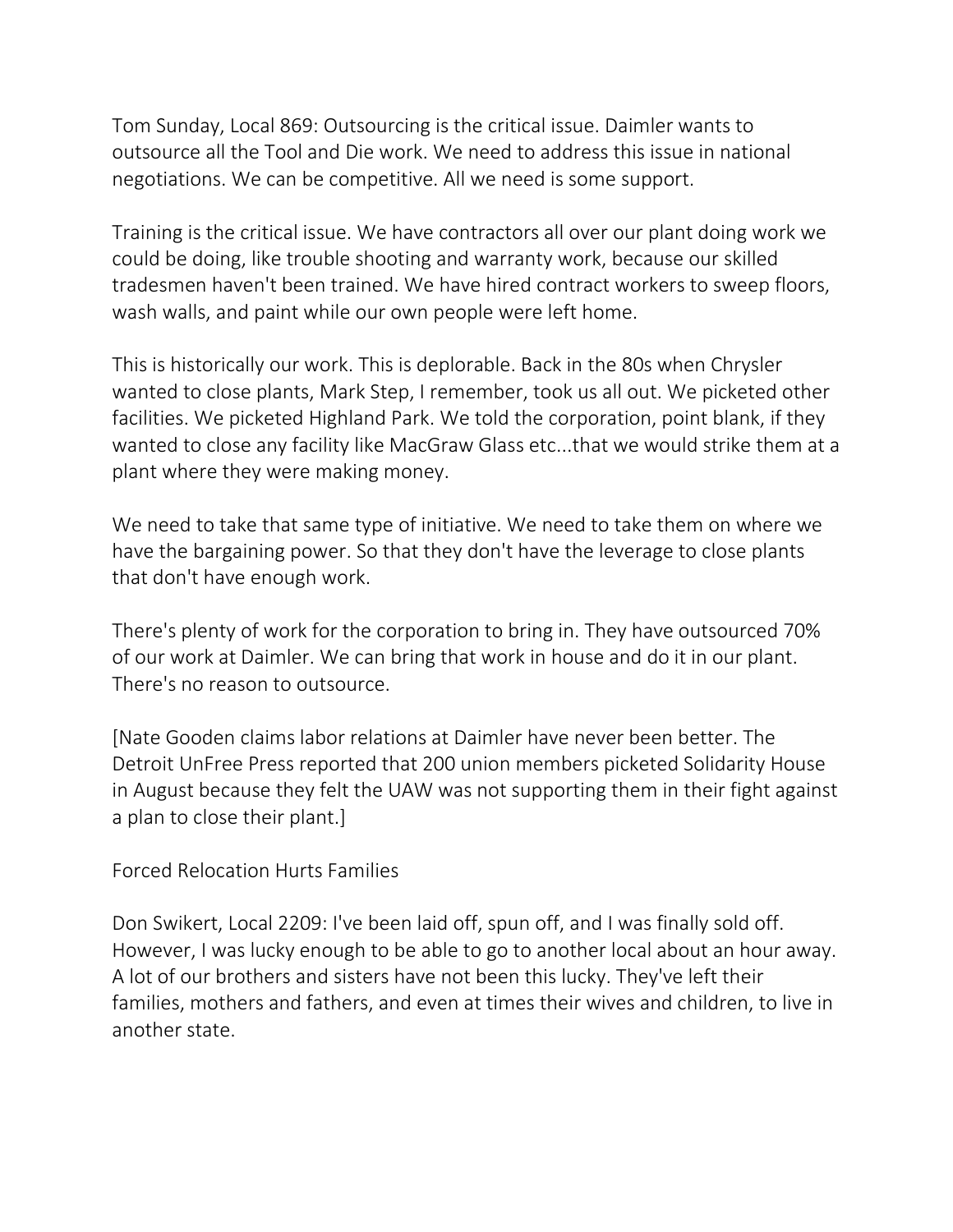Tom Sunday, Local 869: Outsourcing is the critical issue. Daimler wants to outsource all the Tool and Die work. We need to address this issue in national negotiations. We can be competitive. All we need is some support.

Training is the critical issue. We have contractors all over our plant doing work we could be doing, like trouble shooting and warranty work, because our skilled tradesmen haven't been trained. We have hired contract workers to sweep floors, wash walls, and paint while our own people were left home.

This is historically our work. This is deplorable. Back in the 80s when Chrysler wanted to close plants, Mark Step, I remember, took us all out. We picketed other facilities. We picketed Highland Park. We told the corporation, point blank, if they wanted to close any facility like MacGraw Glass etc...that we would strike them at a plant where they were making money.

We need to take that same type of initiative. We need to take them on where we have the bargaining power. So that they don't have the leverage to close plants that don't have enough work.

There's plenty of work for the corporation to bring in. They have outsourced 70% of our work at Daimler. We can bring that work in house and do it in our plant. There's no reason to outsource.

[Nate Gooden claims labor relations at Daimler have never been better. The Detroit UnFree Press reported that 200 union members picketed Solidarity House in August because they felt the UAW was not supporting them in their fight against a plan to close their plant.]

## Forced Relocation Hurts Families

Don Swikert, Local 2209: I've been laid off, spun off, and I was finally sold off. However, I was lucky enough to be able to go to another local about an hour away. A lot of our brothers and sisters have not been this lucky. They've left their families, mothers and fathers, and even at times their wives and children, to live in another state.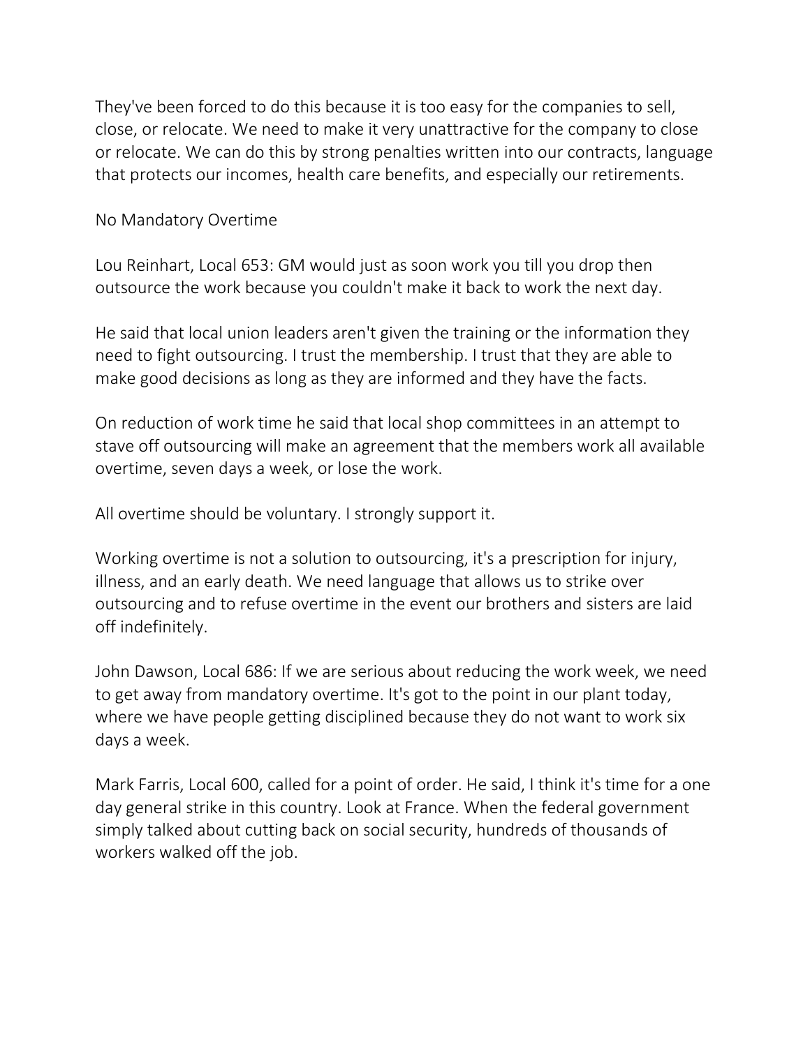They've been forced to do this because it is too easy for the companies to sell, close, or relocate. We need to make it very unattractive for the company to close or relocate. We can do this by strong penalties written into our contracts, language that protects our incomes, health care benefits, and especially our retirements.

## No Mandatory Overtime

Lou Reinhart, Local 653: GM would just as soon work you till you drop then outsource the work because you couldn't make it back to work the next day.

He said that local union leaders aren't given the training or the information they need to fight outsourcing. I trust the membership. I trust that they are able to make good decisions as long as they are informed and they have the facts.

On reduction of work time he said that local shop committees in an attempt to stave off outsourcing will make an agreement that the members work all available overtime, seven days a week, or lose the work.

All overtime should be voluntary. I strongly support it.

Working overtime is not a solution to outsourcing, it's a prescription for injury, illness, and an early death. We need language that allows us to strike over outsourcing and to refuse overtime in the event our brothers and sisters are laid off indefinitely.

John Dawson, Local 686: If we are serious about reducing the work week, we need to get away from mandatory overtime. It's got to the point in our plant today, where we have people getting disciplined because they do not want to work six days a week.

Mark Farris, Local 600, called for a point of order. He said, I think it's time for a one day general strike in this country. Look at France. When the federal government simply talked about cutting back on social security, hundreds of thousands of workers walked off the job.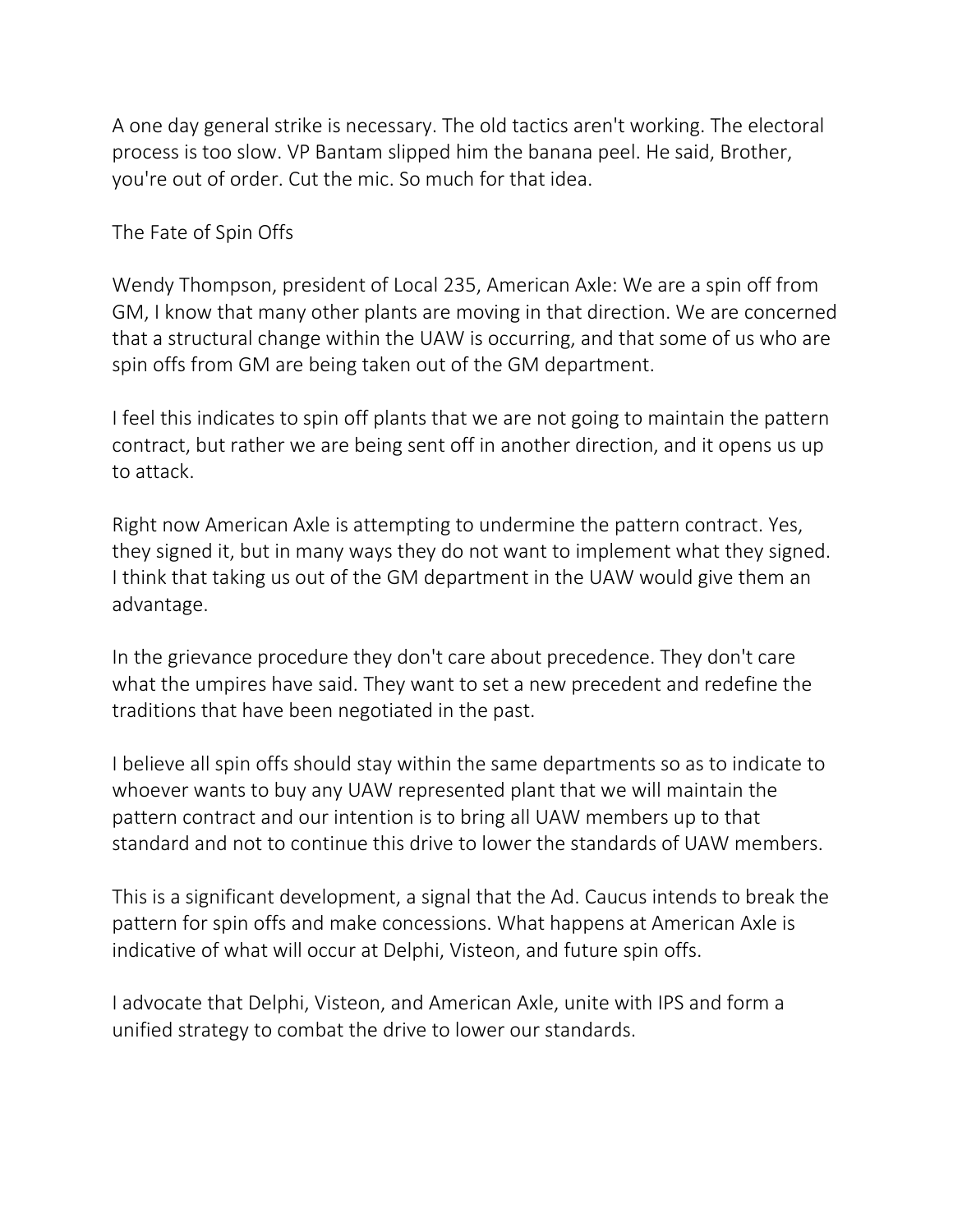A one day general strike is necessary. The old tactics aren't working. The electoral process is too slow. VP Bantam slipped him the banana peel. He said, Brother, you're out of order. Cut the mic. So much for that idea.

## The Fate of Spin Offs

Wendy Thompson, president of Local 235, American Axle: We are a spin off from GM, I know that many other plants are moving in that direction. We are concerned that a structural change within the UAW is occurring, and that some of us who are spin offs from GM are being taken out of the GM department.

I feel this indicates to spin off plants that we are not going to maintain the pattern contract, but rather we are being sent off in another direction, and it opens us up to attack.

Right now American Axle is attempting to undermine the pattern contract. Yes, they signed it, but in many ways they do not want to implement what they signed. I think that taking us out of the GM department in the UAW would give them an advantage.

In the grievance procedure they don't care about precedence. They don't care what the umpires have said. They want to set a new precedent and redefine the traditions that have been negotiated in the past.

I believe all spin offs should stay within the same departments so as to indicate to whoever wants to buy any UAW represented plant that we will maintain the pattern contract and our intention is to bring all UAW members up to that standard and not to continue this drive to lower the standards of UAW members.

This is a significant development, a signal that the Ad. Caucus intends to break the pattern for spin offs and make concessions. What happens at American Axle is indicative of what will occur at Delphi, Visteon, and future spin offs.

I advocate that Delphi, Visteon, and American Axle, unite with IPS and form a unified strategy to combat the drive to lower our standards.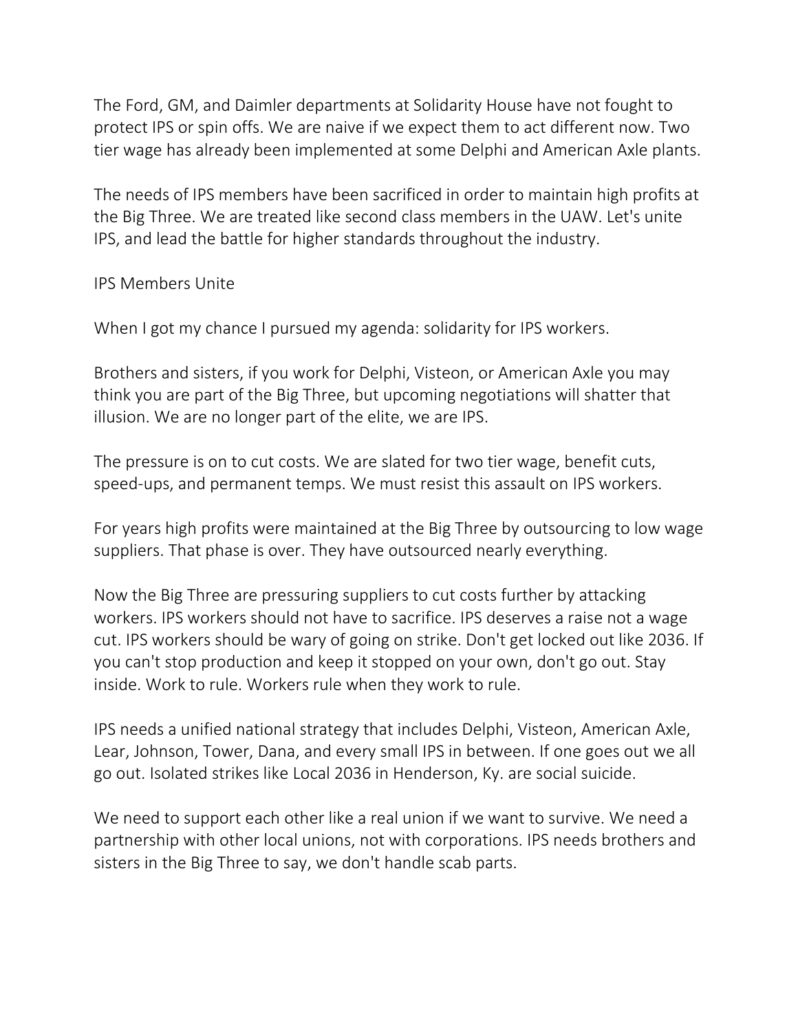The Ford, GM, and Daimler departments at Solidarity House have not fought to protect IPS or spin offs. We are naive if we expect them to act different now. Two tier wage has already been implemented at some Delphi and American Axle plants.

The needs of IPS members have been sacrificed in order to maintain high profits at the Big Three. We are treated like second class members in the UAW. Let's unite IPS, and lead the battle for higher standards throughout the industry.

IPS Members Unite

When I got my chance I pursued my agenda: solidarity for IPS workers.

Brothers and sisters, if you work for Delphi, Visteon, or American Axle you may think you are part of the Big Three, but upcoming negotiations will shatter that illusion. We are no longer part of the elite, we are IPS.

The pressure is on to cut costs. We are slated for two tier wage, benefit cuts, speed-ups, and permanent temps. We must resist this assault on IPS workers.

For years high profits were maintained at the Big Three by outsourcing to low wage suppliers. That phase is over. They have outsourced nearly everything.

Now the Big Three are pressuring suppliers to cut costs further by attacking workers. IPS workers should not have to sacrifice. IPS deserves a raise not a wage cut. IPS workers should be wary of going on strike. Don't get locked out like 2036. If you can't stop production and keep it stopped on your own, don't go out. Stay inside. Work to rule. Workers rule when they work to rule.

IPS needs a unified national strategy that includes Delphi, Visteon, American Axle, Lear, Johnson, Tower, Dana, and every small IPS in between. If one goes out we all go out. Isolated strikes like Local 2036 in Henderson, Ky. are social suicide.

We need to support each other like a real union if we want to survive. We need a partnership with other local unions, not with corporations. IPS needs brothers and sisters in the Big Three to say, we don't handle scab parts.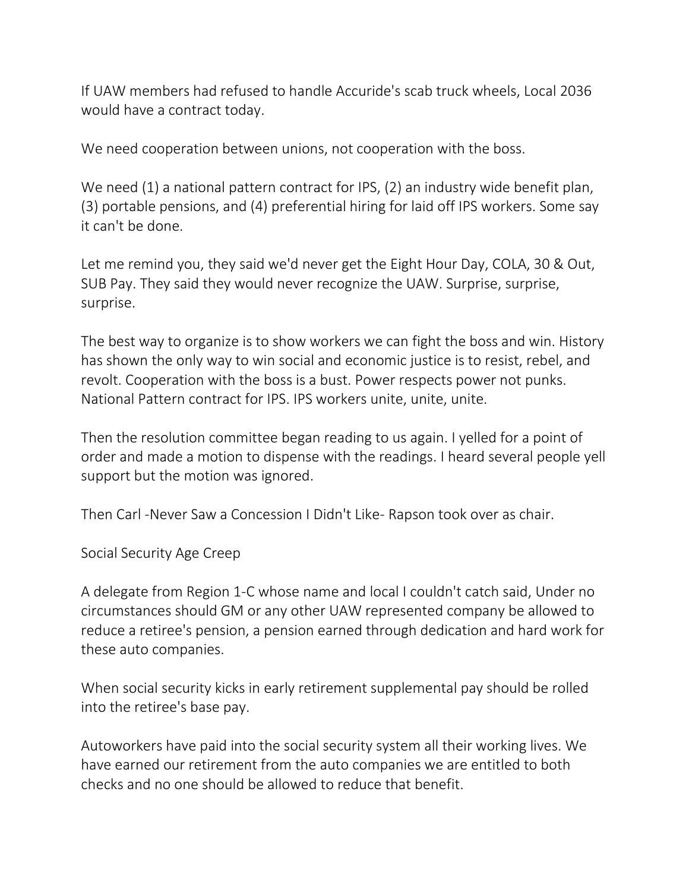If UAW members had refused to handle Accuride's scab truck wheels, Local 2036 would have a contract today.

We need cooperation between unions, not cooperation with the boss.

We need (1) a national pattern contract for IPS, (2) an industry wide benefit plan, (3) portable pensions, and (4) preferential hiring for laid off IPS workers. Some say it can't be done.

Let me remind you, they said we'd never get the Eight Hour Day, COLA, 30 & Out, SUB Pay. They said they would never recognize the UAW. Surprise, surprise, surprise.

The best way to organize is to show workers we can fight the boss and win. History has shown the only way to win social and economic justice is to resist, rebel, and revolt. Cooperation with the boss is a bust. Power respects power not punks. National Pattern contract for IPS. IPS workers unite, unite, unite.

Then the resolution committee began reading to us again. I yelled for a point of order and made a motion to dispense with the readings. I heard several people yell support but the motion was ignored.

Then Carl -Never Saw a Concession I Didn't Like- Rapson took over as chair.

## Social Security Age Creep

A delegate from Region 1-C whose name and local I couldn't catch said, Under no circumstances should GM or any other UAW represented company be allowed to reduce a retiree's pension, a pension earned through dedication and hard work for these auto companies.

When social security kicks in early retirement supplemental pay should be rolled into the retiree's base pay.

Autoworkers have paid into the social security system all their working lives. We have earned our retirement from the auto companies we are entitled to both checks and no one should be allowed to reduce that benefit.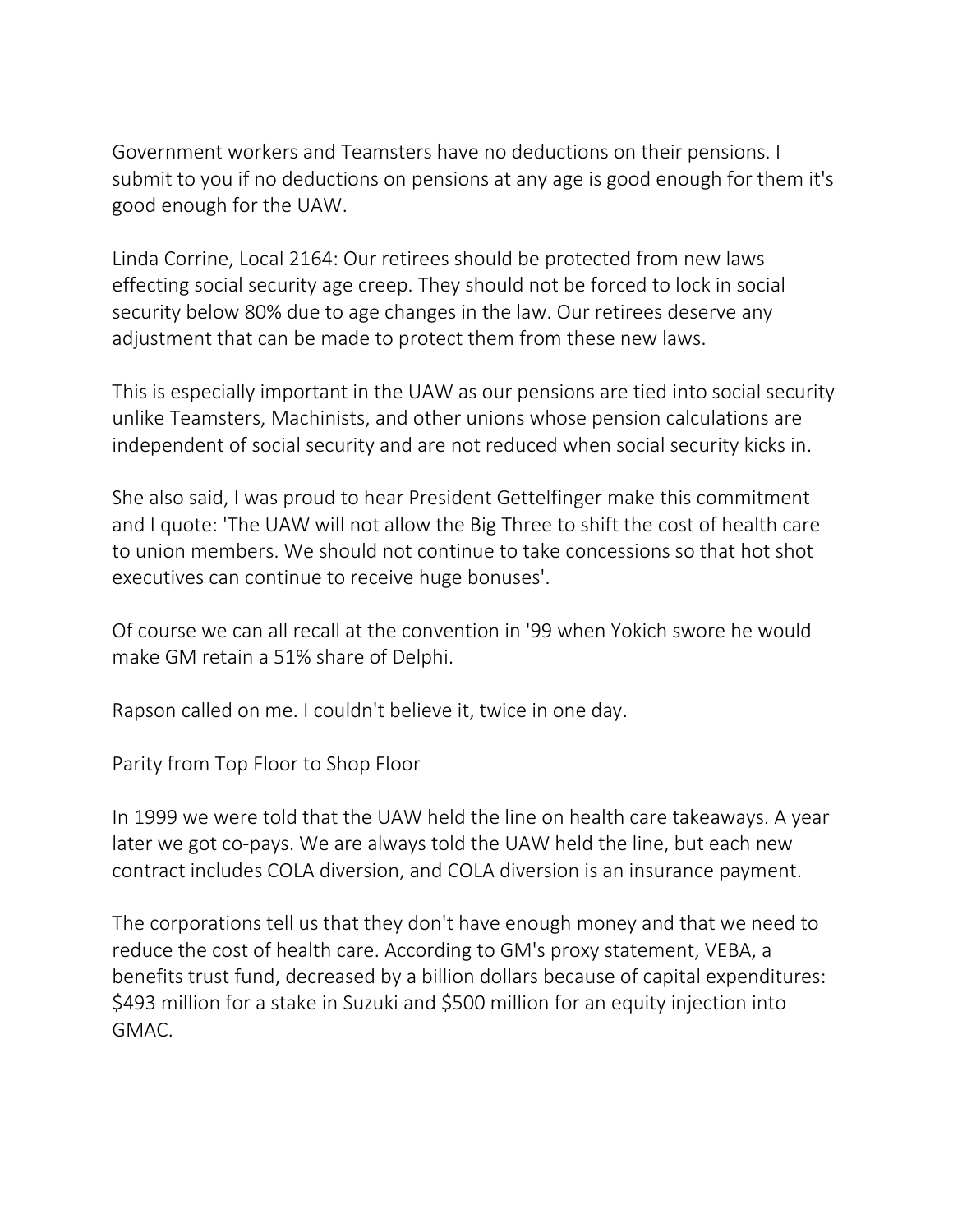Government workers and Teamsters have no deductions on their pensions. I submit to you if no deductions on pensions at any age is good enough for them it's good enough for the UAW.

Linda Corrine, Local 2164: Our retirees should be protected from new laws effecting social security age creep. They should not be forced to lock in social security below 80% due to age changes in the law. Our retirees deserve any adjustment that can be made to protect them from these new laws.

This is especially important in the UAW as our pensions are tied into social security unlike Teamsters, Machinists, and other unions whose pension calculations are independent of social security and are not reduced when social security kicks in.

She also said, I was proud to hear President Gettelfinger make this commitment and I quote: 'The UAW will not allow the Big Three to shift the cost of health care to union members. We should not continue to take concessions so that hot shot executives can continue to receive huge bonuses'.

Of course we can all recall at the convention in '99 when Yokich swore he would make GM retain a 51% share of Delphi.

Rapson called on me. I couldn't believe it, twice in one day.

Parity from Top Floor to Shop Floor

In 1999 we were told that the UAW held the line on health care takeaways. A year later we got co-pays. We are always told the UAW held the line, but each new contract includes COLA diversion, and COLA diversion is an insurance payment.

The corporations tell us that they don't have enough money and that we need to reduce the cost of health care. According to GM's proxy statement, VEBA, a benefits trust fund, decreased by a billion dollars because of capital expenditures: $493 million for a stake in Suzuki and $500 million for an equity injection into GMAC.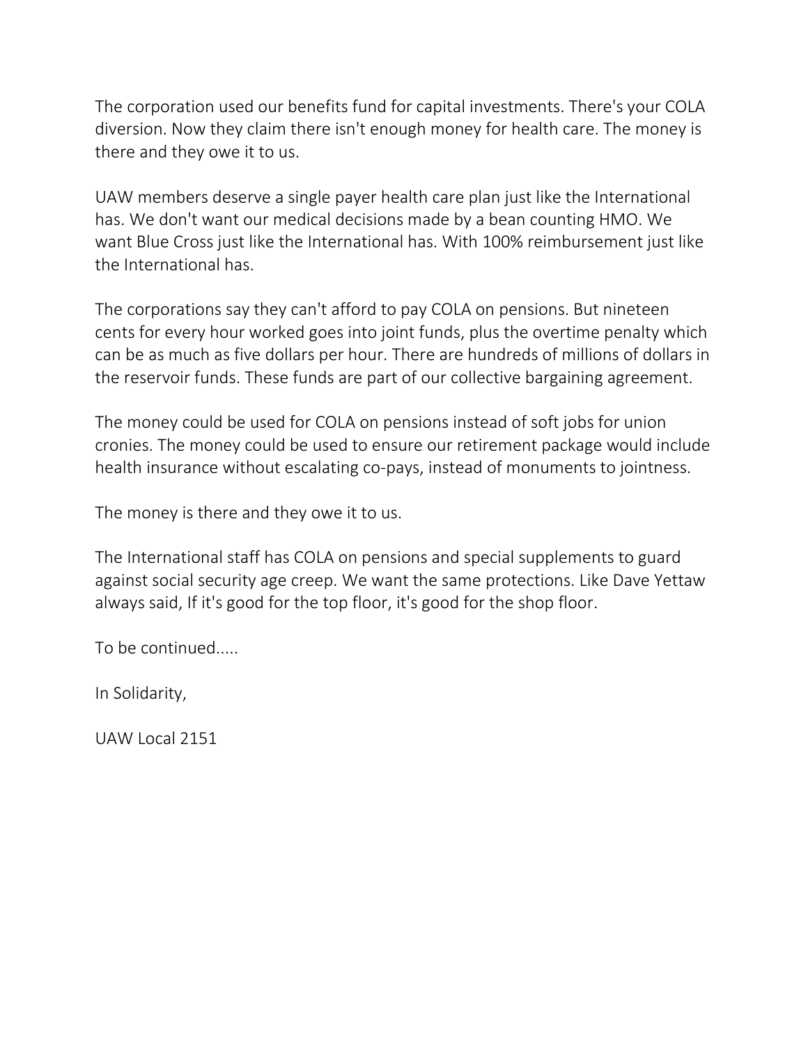The corporation used our benefits fund for capital investments. There's your COLA diversion. Now they claim there isn't enough money for health care. The money is there and they owe it to us.

UAW members deserve a single payer health care plan just like the International has. We don't want our medical decisions made by a bean counting HMO. We want Blue Cross just like the International has. With 100% reimbursement just like the International has.

The corporations say they can't afford to pay COLA on pensions. But nineteen cents for every hour worked goes into joint funds, plus the overtime penalty which can be as much as five dollars per hour. There are hundreds of millions of dollars in the reservoir funds. These funds are part of our collective bargaining agreement.

The money could be used for COLA on pensions instead of soft jobs for union cronies. The money could be used to ensure our retirement package would include health insurance without escalating co-pays, instead of monuments to jointness.

The money is there and they owe it to us.

The International staff has COLA on pensions and special supplements to guard against social security age creep. We want the same protections. Like Dave Yettaw always said, If it's good for the top floor, it's good for the shop floor.

To be continued.....

In Solidarity,

UAW Local 2151